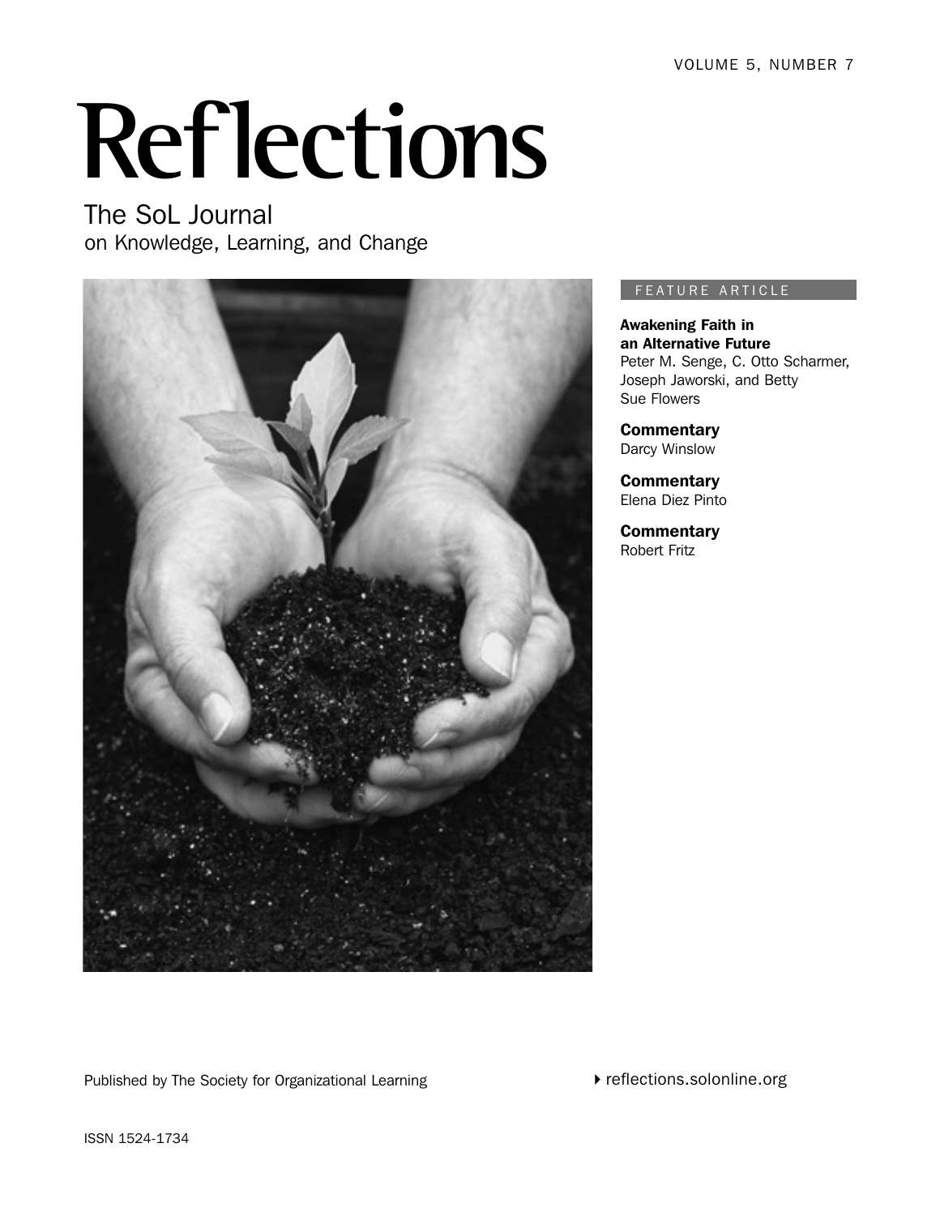VOLUME 5, NUMBER 7

# Reflections

## The SoL Journal
on Knowledge, Learning, and Change

FEATURE ARTICLE

**Awakening Faith in an Alternative Future**
Peter M. Senge, C. Otto Scharmer, Joseph Jaworski, and Betty Sue Flowers

**Commentary**
Darcy Winslow

**Commentary**
Elena Diez Pinto

**Commentary**
Robert Fritz

Published by The Society for Organizational Learning

reflections.solonline.org

ISSN 1524-1734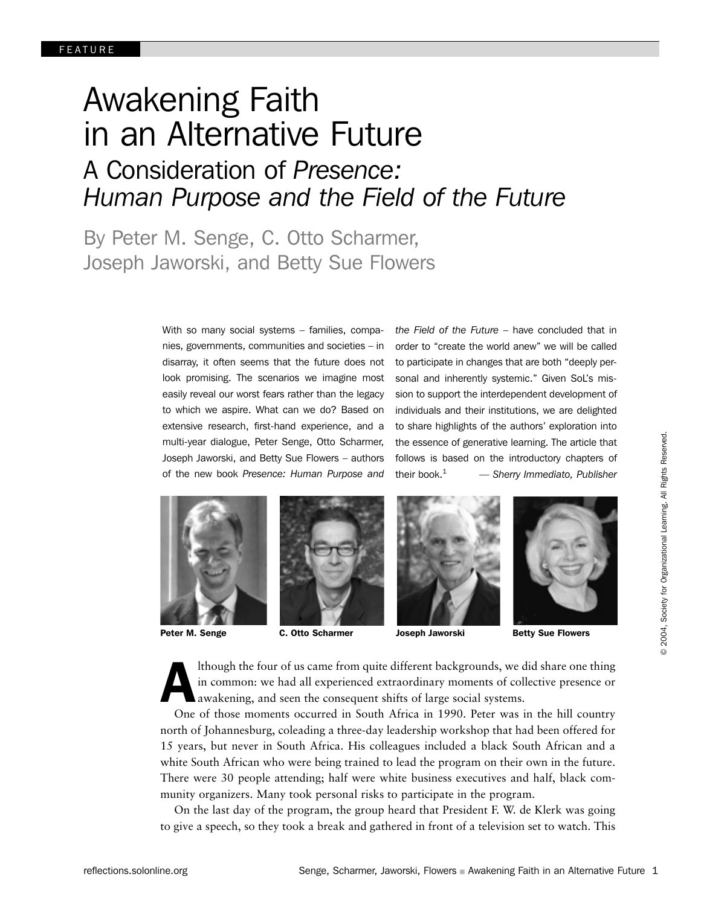FEATURE

# Awakening Faith in an Alternative Future

## A Consideration of *Presence: Human Purpose and the Field of the Future*

By Peter M. Senge, C. Otto Scharmer, Joseph Jaworski, and Betty Sue Flowers

With so many social systems – families, companies, governments, communities and societies – in disarray, it often seems that the future does not look promising. The scenarios we imagine most easily reveal our worst fears rather than the legacy to which we aspire. What can we do? Based on extensive research, first-hand experience, and a multi-year dialogue, Peter Senge, Otto Scharmer, Joseph Jaworski, and Betty Sue Flowers – authors of the new book *Presence: Human Purpose and the Field of the Future* – have concluded that in order to "create the world anew" we will be called to participate in changes that are both "deeply personal and inherently systemic." Given SoL's mission to support the interdependent development of individuals and their institutions, we are delighted to share highlights of the authors' exploration into the essence of generative learning. The article that follows is based on the introductory chapters of their book.[1] — *Sherry Immediato, Publisher*

**Peter M. Senge** **C. Otto Scharmer** **Joseph Jaworski** **Betty Sue Flowers**

Although the four of us came from quite different backgrounds, we did share one thing in common: we had all experienced extraordinary moments of collective presence or awakening, and seen the consequent shifts of large social systems.

One of those moments occurred in South Africa in 1990. Peter was in the hill country north of Johannesburg, coleading a three-day leadership workshop that had been offered for 15 years, but never in South Africa. His colleagues included a black South African and a white South African who were being trained to lead the program on their own in the future. There were 30 people attending; half were white business executives and half, black community organizers. Many took personal risks to participate in the program.

On the last day of the program, the group heard that President F. W. de Klerk was going to give a speech, so they took a break and gathered in front of a television set to watch. This

© 2004, Society for Organizational Learning. All Rights Reserved.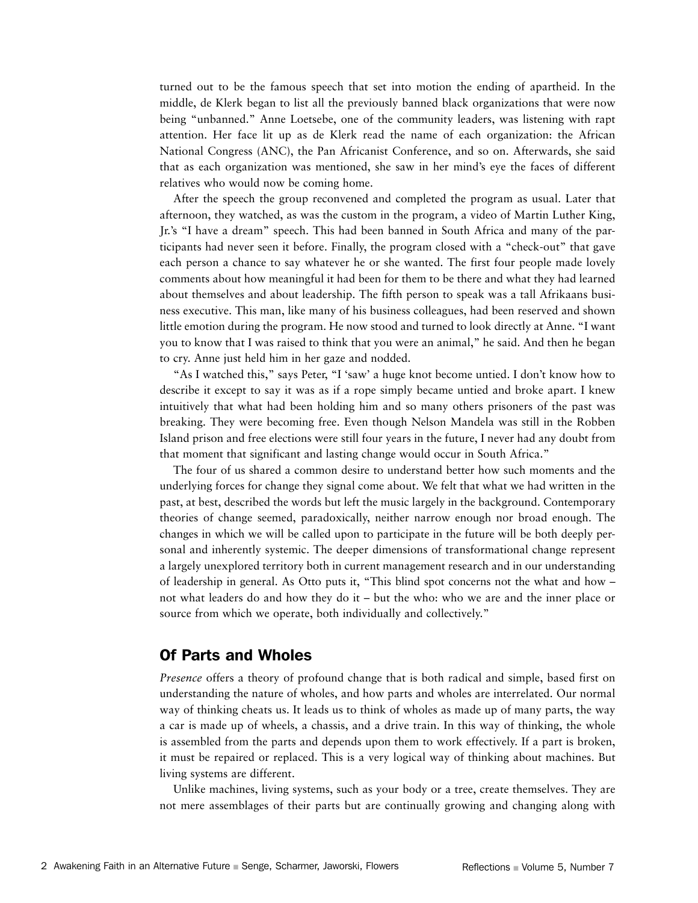turned out to be the famous speech that set into motion the ending of apartheid. In the middle, de Klerk began to list all the previously banned black organizations that were now being "unbanned." Anne Loetsebe, one of the community leaders, was listening with rapt attention. Her face lit up as de Klerk read the name of each organization: the African National Congress (ANC), the Pan Africanist Conference, and so on. Afterwards, she said that as each organization was mentioned, she saw in her mind's eye the faces of different relatives who would now be coming home.

After the speech the group reconvened and completed the program as usual. Later that afternoon, they watched, as was the custom in the program, a video of Martin Luther King, Jr.'s "I have a dream" speech. This had been banned in South Africa and many of the participants had never seen it before. Finally, the program closed with a "check-out" that gave each person a chance to say whatever he or she wanted. The first four people made lovely comments about how meaningful it had been for them to be there and what they had learned about themselves and about leadership. The fifth person to speak was a tall Afrikaans business executive. This man, like many of his business colleagues, had been reserved and shown little emotion during the program. He now stood and turned to look directly at Anne. "I want you to know that I was raised to think that you were an animal," he said. And then he began to cry. Anne just held him in her gaze and nodded.

"As I watched this," says Peter, "I 'saw' a huge knot become untied. I don't know how to describe it except to say it was as if a rope simply became untied and broke apart. I knew intuitively that what had been holding him and so many others prisoners of the past was breaking. They were becoming free. Even though Nelson Mandela was still in the Robben Island prison and free elections were still four years in the future, I never had any doubt from that moment that significant and lasting change would occur in South Africa."

The four of us shared a common desire to understand better how such moments and the underlying forces for change they signal come about. We felt that what we had written in the past, at best, described the words but left the music largely in the background. Contemporary theories of change seemed, paradoxically, neither narrow enough nor broad enough. The changes in which we will be called upon to participate in the future will be both deeply personal and inherently systemic. The deeper dimensions of transformational change represent a largely unexplored territory both in current management research and in our understanding of leadership in general. As Otto puts it, "This blind spot concerns not the what and how – not what leaders do and how they do it – but the who: who we are and the inner place or source from which we operate, both individually and collectively."

## Of Parts and Wholes

*Presence* offers a theory of profound change that is both radical and simple, based first on understanding the nature of wholes, and how parts and wholes are interrelated. Our normal way of thinking cheats us. It leads us to think of wholes as made up of many parts, the way a car is made up of wheels, a chassis, and a drive train. In this way of thinking, the whole is assembled from the parts and depends upon them to work effectively. If a part is broken, it must be repaired or replaced. This is a very logical way of thinking about machines. But living systems are different.

Unlike machines, living systems, such as your body or a tree, create themselves. They are not mere assemblages of their parts but are continually growing and changing along with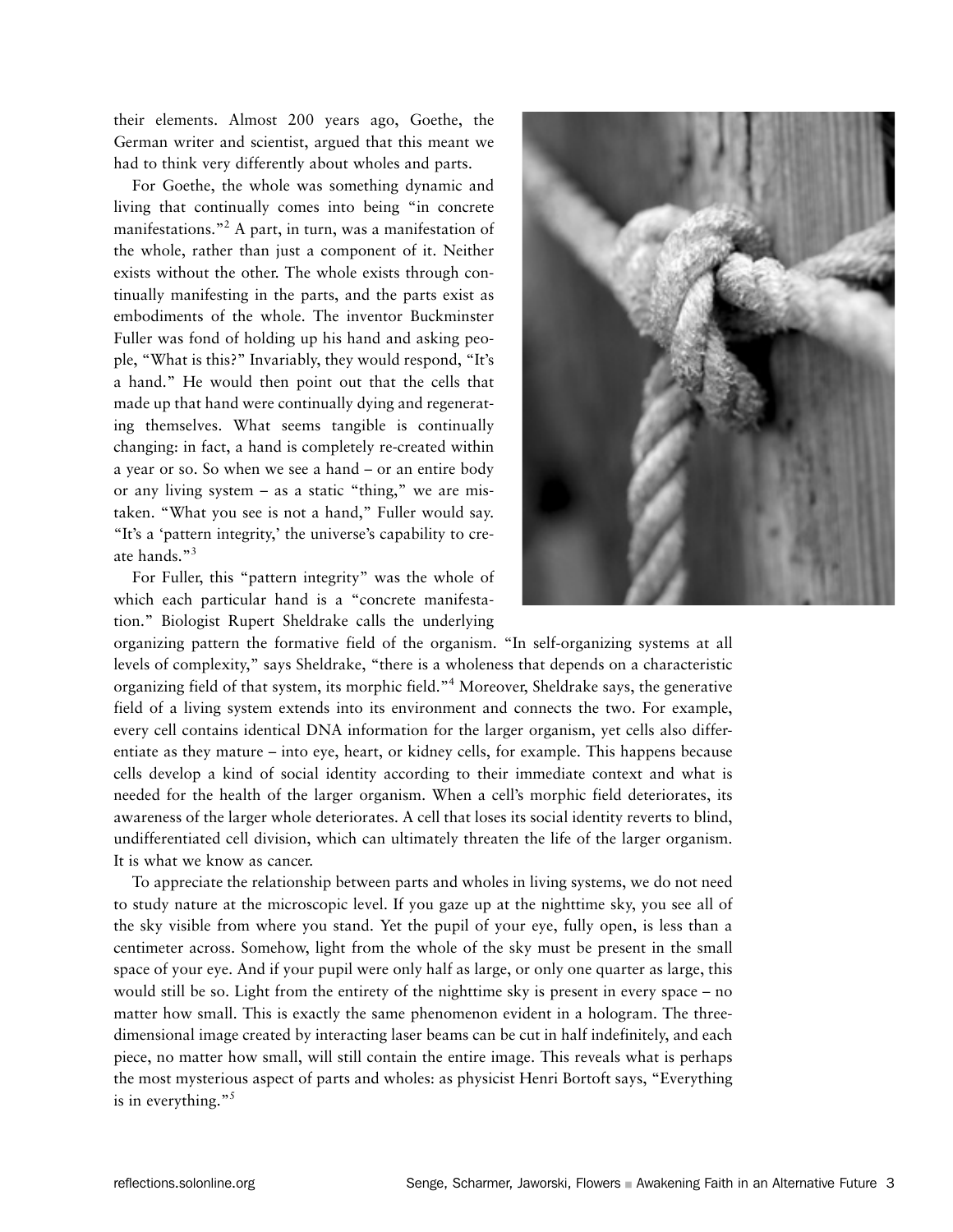their elements. Almost 200 years ago, Goethe, the German writer and scientist, argued that this meant we had to think very differently about wholes and parts.

For Goethe, the whole was something dynamic and living that continually comes into being "in concrete manifestations."[2] A part, in turn, was a manifestation of the whole, rather than just a component of it. Neither exists without the other. The whole exists through continually manifesting in the parts, and the parts exist as embodiments of the whole. The inventor Buckminster Fuller was fond of holding up his hand and asking people, "What is this?" Invariably, they would respond, "It's a hand." He would then point out that the cells that made up that hand were continually dying and regenerating themselves. What seems tangible is continually changing: in fact, a hand is completely re-created within a year or so. So when we see a hand – or an entire body or any living system – as a static "thing," we are mistaken. "What you see is not a hand," Fuller would say. "It's a 'pattern integrity,' the universe's capability to create hands."[3]

For Fuller, this "pattern integrity" was the whole of which each particular hand is a "concrete manifestation." Biologist Rupert Sheldrake calls the underlying organizing pattern the formative field of the organism. "In self-organizing systems at all levels of complexity," says Sheldrake, "there is a wholeness that depends on a characteristic organizing field of that system, its morphic field."[4] Moreover, Sheldrake says, the generative field of a living system extends into its environment and connects the two. For example, every cell contains identical DNA information for the larger organism, yet cells also differentiate as they mature – into eye, heart, or kidney cells, for example. This happens because cells develop a kind of social identity according to their immediate context and what is needed for the health of the larger organism. When a cell's morphic field deteriorates, its awareness of the larger whole deteriorates. A cell that loses its social identity reverts to blind, undifferentiated cell division, which can ultimately threaten the life of the larger organism. It is what we know as cancer.

To appreciate the relationship between parts and wholes in living systems, we do not need to study nature at the microscopic level. If you gaze up at the nighttime sky, you see all of the sky visible from where you stand. Yet the pupil of your eye, fully open, is less than a centimeter across. Somehow, light from the whole of the sky must be present in the small space of your eye. And if your pupil were only half as large, or only one quarter as large, this would still be so. Light from the entirety of the nighttime sky is present in every space – no matter how small. This is exactly the same phenomenon evident in a hologram. The three-dimensional image created by interacting laser beams can be cut in half indefinitely, and each piece, no matter how small, will still contain the entire image. This reveals what is perhaps the most mysterious aspect of parts and wholes: as physicist Henri Bortoft says, "Everything is in everything."[5]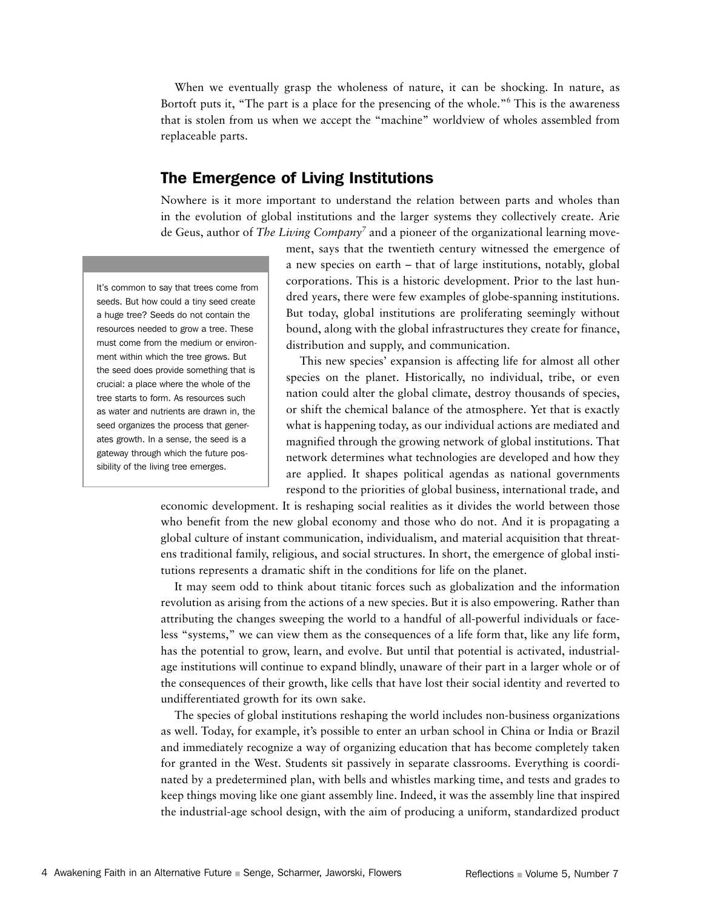When we eventually grasp the wholeness of nature, it can be shocking. In nature, as Bortoft puts it, "The part is a place for the presencing of the whole."[6] This is the awareness that is stolen from us when we accept the "machine" worldview of wholes assembled from replaceable parts.

## The Emergence of Living Institutions

Nowhere is it more important to understand the relation between parts and wholes than in the evolution of global institutions and the larger systems they collectively create. Arie de Geus, author of *The Living Company*[7] and a pioneer of the organizational learning movement, says that the twentieth century witnessed the emergence of a new species on earth – that of large institutions, notably, global corporations. This is a historic development. Prior to the last hundred years, there were few examples of globe-spanning institutions. But today, global institutions are proliferating seemingly without bound, along with the global infrastructures they create for finance, distribution and supply, and communication.

> It's common to say that trees come from seeds. But how could a tiny seed create a huge tree? Seeds do not contain the resources needed to grow a tree. These must come from the medium or environment within which the tree grows. But the seed does provide something that is crucial: a place where the whole of the tree starts to form. As resources such as water and nutrients are drawn in, the seed organizes the process that generates growth. In a sense, the seed is a gateway through which the future possibility of the living tree emerges.

This new species' expansion is affecting life for almost all other species on the planet. Historically, no individual, tribe, or even nation could alter the global climate, destroy thousands of species, or shift the chemical balance of the atmosphere. Yet that is exactly what is happening today, as our individual actions are mediated and magnified through the growing network of global institutions. That network determines what technologies are developed and how they are applied. It shapes political agendas as national governments respond to the priorities of global business, international trade, and economic development. It is reshaping social realities as it divides the world between those who benefit from the new global economy and those who do not. And it is propagating a global culture of instant communication, individualism, and material acquisition that threatens traditional family, religious, and social structures. In short, the emergence of global institutions represents a dramatic shift in the conditions for life on the planet.

It may seem odd to think about titanic forces such as globalization and the information revolution as arising from the actions of a new species. But it is also empowering. Rather than attributing the changes sweeping the world to a handful of all-powerful individuals or faceless "systems," we can view them as the consequences of a life form that, like any life form, has the potential to grow, learn, and evolve. But until that potential is activated, industrial-age institutions will continue to expand blindly, unaware of their part in a larger whole or of the consequences of their growth, like cells that have lost their social identity and reverted to undifferentiated growth for its own sake.

The species of global institutions reshaping the world includes non-business organizations as well. Today, for example, it's possible to enter an urban school in China or India or Brazil and immediately recognize a way of organizing education that has become completely taken for granted in the West. Students sit passively in separate classrooms. Everything is coordinated by a predetermined plan, with bells and whistles marking time, and tests and grades to keep things moving like one giant assembly line. Indeed, it was the assembly line that inspired the industrial-age school design, with the aim of producing a uniform, standardized product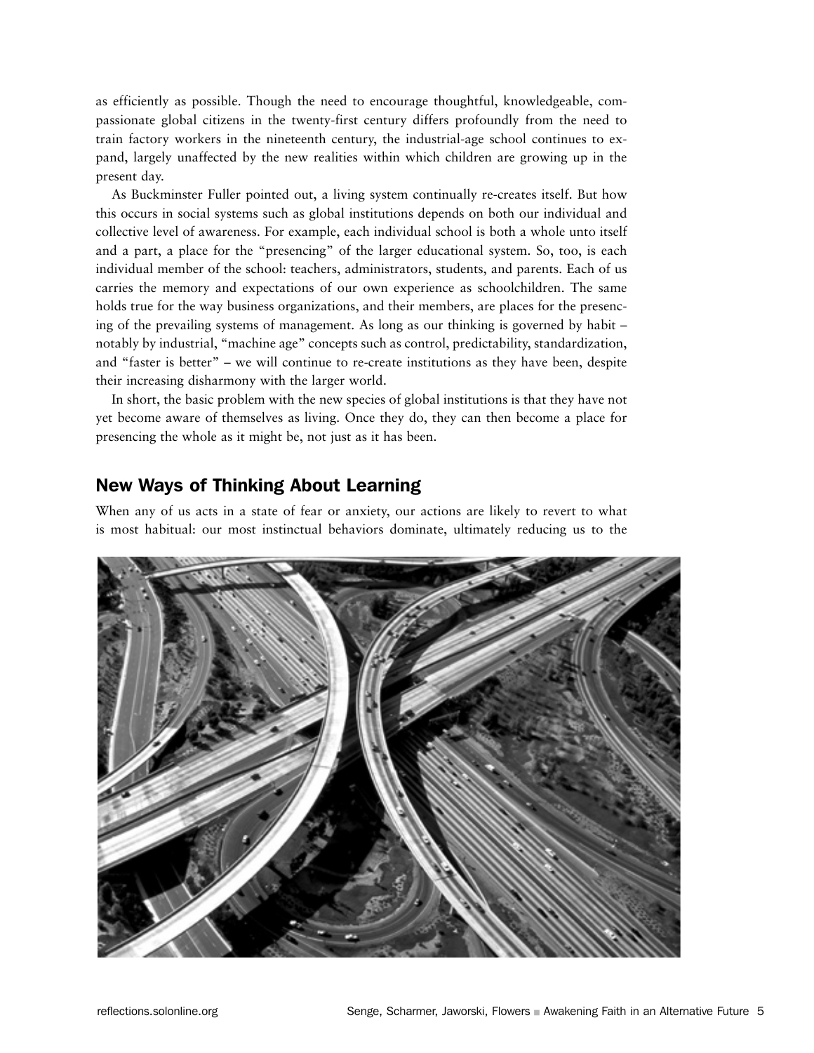as efficiently as possible. Though the need to encourage thoughtful, knowledgeable, compassionate global citizens in the twenty-first century differs profoundly from the need to train factory workers in the nineteenth century, the industrial-age school continues to expand, largely unaffected by the new realities within which children are growing up in the present day.

As Buckminster Fuller pointed out, a living system continually re-creates itself. But how this occurs in social systems such as global institutions depends on both our individual and collective level of awareness. For example, each individual school is both a whole unto itself and a part, a place for the "presencing" of the larger educational system. So, too, is each individual member of the school: teachers, administrators, students, and parents. Each of us carries the memory and expectations of our own experience as schoolchildren. The same holds true for the way business organizations, and their members, are places for the presencing of the prevailing systems of management. As long as our thinking is governed by habit – notably by industrial, "machine age" concepts such as control, predictability, standardization, and "faster is better" – we will continue to re-create institutions as they have been, despite their increasing disharmony with the larger world.

In short, the basic problem with the new species of global institutions is that they have not yet become aware of themselves as living. Once they do, they can then become a place for presencing the whole as it might be, not just as it has been.

## New Ways of Thinking About Learning

When any of us acts in a state of fear or anxiety, our actions are likely to revert to what is most habitual: our most instinctual behaviors dominate, ultimately reducing us to the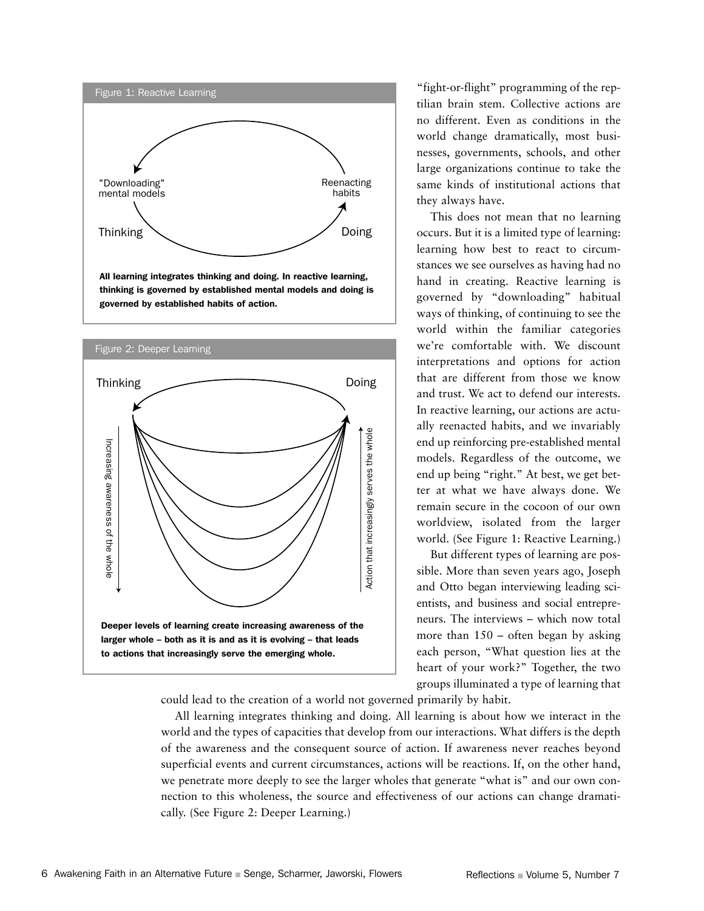Figure 1: Reactive Learning

"Downloading" mental models

Reenacting habits

Thinking

Doing

**All learning integrates thinking and doing. In reactive learning, thinking is governed by established mental models and doing is governed by established habits of action.**

Figure 2: Deeper Learning

Thinking

Doing

Increasing awareness of the whole

Action that increasingly serves the whole

**Deeper levels of learning create increasing awareness of the larger whole – both as it is and as it is evolving – that leads to actions that increasingly serve the emerging whole.**

"fight-or-flight" programming of the reptilian brain stem. Collective actions are no different. Even as conditions in the world change dramatically, most businesses, governments, schools, and other large organizations continue to take the same kinds of institutional actions that they always have.

This does not mean that no learning occurs. But it is a limited type of learning: learning how best to react to circumstances we see ourselves as having had no hand in creating. Reactive learning is governed by "downloading" habitual ways of thinking, of continuing to see the world within the familiar categories we're comfortable with. We discount interpretations and options for action that are different from those we know and trust. We act to defend our interests. In reactive learning, our actions are actually reenacted habits, and we invariably end up reinforcing pre-established mental models. Regardless of the outcome, we end up being "right." At best, we get better at what we have always done. We remain secure in the cocoon of our own worldview, isolated from the larger world. (See Figure 1: Reactive Learning.)

But different types of learning are possible. More than seven years ago, Joseph and Otto began interviewing leading scientists, and business and social entrepreneurs. The interviews – which now total more than 150 – often began by asking each person, "What question lies at the heart of your work?" Together, the two groups illuminated a type of learning that could lead to the creation of a world not governed primarily by habit.

All learning integrates thinking and doing. All learning is about how we interact in the world and the types of capacities that develop from our interactions. What differs is the depth of the awareness and the consequent source of action. If awareness never reaches beyond superficial events and current circumstances, actions will be reactions. If, on the other hand, we penetrate more deeply to see the larger wholes that generate "what is" and our own connection to this wholeness, the source and effectiveness of our actions can change dramatically. (See Figure 2: Deeper Learning.)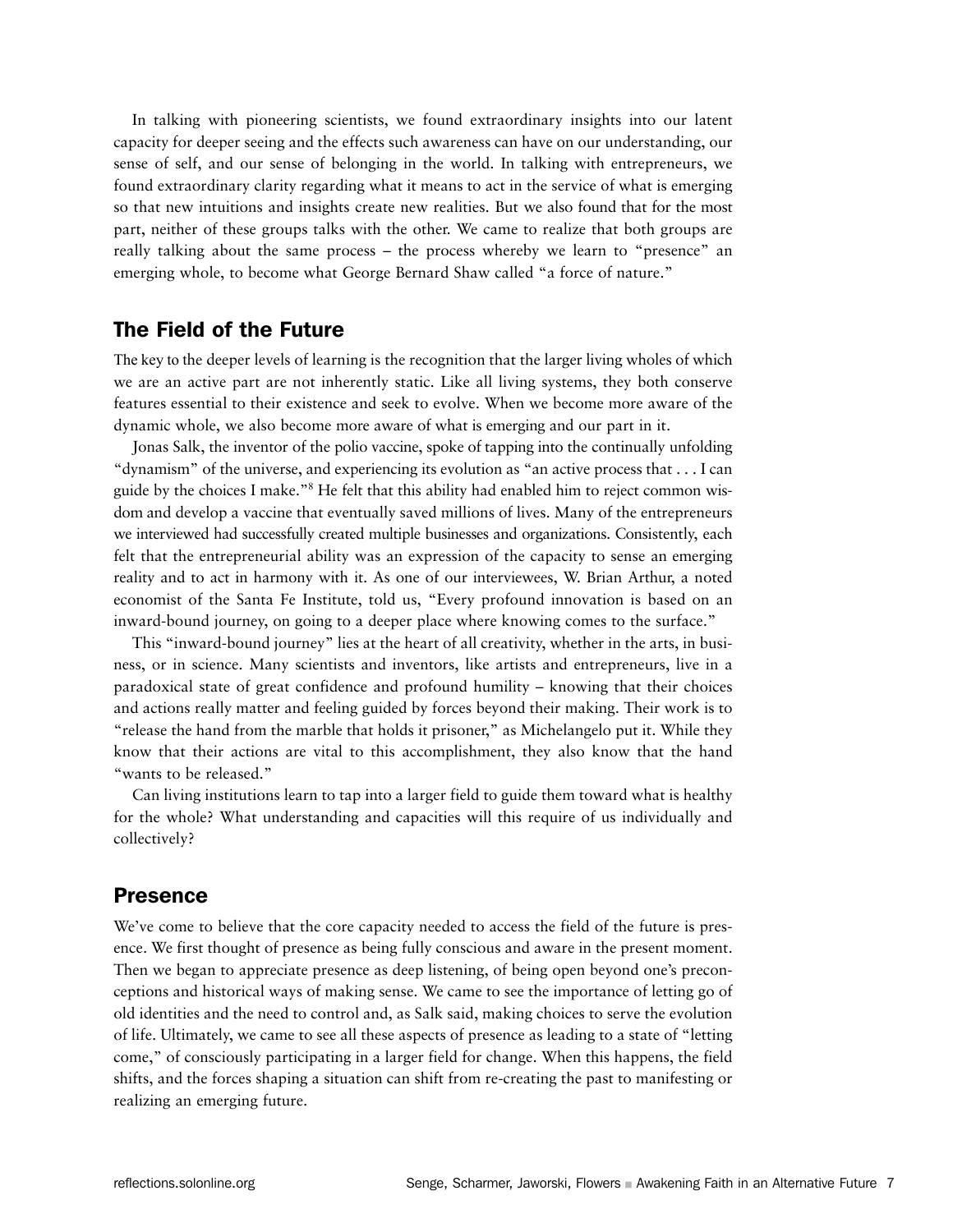In talking with pioneering scientists, we found extraordinary insights into our latent capacity for deeper seeing and the effects such awareness can have on our understanding, our sense of self, and our sense of belonging in the world. In talking with entrepreneurs, we found extraordinary clarity regarding what it means to act in the service of what is emerging so that new intuitions and insights create new realities. But we also found that for the most part, neither of these groups talks with the other. We came to realize that both groups are really talking about the same process – the process whereby we learn to "presence" an emerging whole, to become what George Bernard Shaw called "a force of nature."

## The Field of the Future

The key to the deeper levels of learning is the recognition that the larger living wholes of which we are an active part are not inherently static. Like all living systems, they both conserve features essential to their existence and seek to evolve. When we become more aware of the dynamic whole, we also become more aware of what is emerging and our part in it.

Jonas Salk, the inventor of the polio vaccine, spoke of tapping into the continually unfolding "dynamism" of the universe, and experiencing its evolution as "an active process that . . . I can guide by the choices I make."[8] He felt that this ability had enabled him to reject common wisdom and develop a vaccine that eventually saved millions of lives. Many of the entrepreneurs we interviewed had successfully created multiple businesses and organizations. Consistently, each felt that the entrepreneurial ability was an expression of the capacity to sense an emerging reality and to act in harmony with it. As one of our interviewees, W. Brian Arthur, a noted economist of the Santa Fe Institute, told us, "Every profound innovation is based on an inward-bound journey, on going to a deeper place where knowing comes to the surface."

This "inward-bound journey" lies at the heart of all creativity, whether in the arts, in business, or in science. Many scientists and inventors, like artists and entrepreneurs, live in a paradoxical state of great confidence and profound humility – knowing that their choices and actions really matter and feeling guided by forces beyond their making. Their work is to "release the hand from the marble that holds it prisoner," as Michelangelo put it. While they know that their actions are vital to this accomplishment, they also know that the hand "wants to be released."

Can living institutions learn to tap into a larger field to guide them toward what is healthy for the whole? What understanding and capacities will this require of us individually and collectively?

## Presence

We've come to believe that the core capacity needed to access the field of the future is presence. We first thought of presence as being fully conscious and aware in the present moment. Then we began to appreciate presence as deep listening, of being open beyond one's preconceptions and historical ways of making sense. We came to see the importance of letting go of old identities and the need to control and, as Salk said, making choices to serve the evolution of life. Ultimately, we came to see all these aspects of presence as leading to a state of "letting come," of consciously participating in a larger field for change. When this happens, the field shifts, and the forces shaping a situation can shift from re-creating the past to manifesting or realizing an emerging future.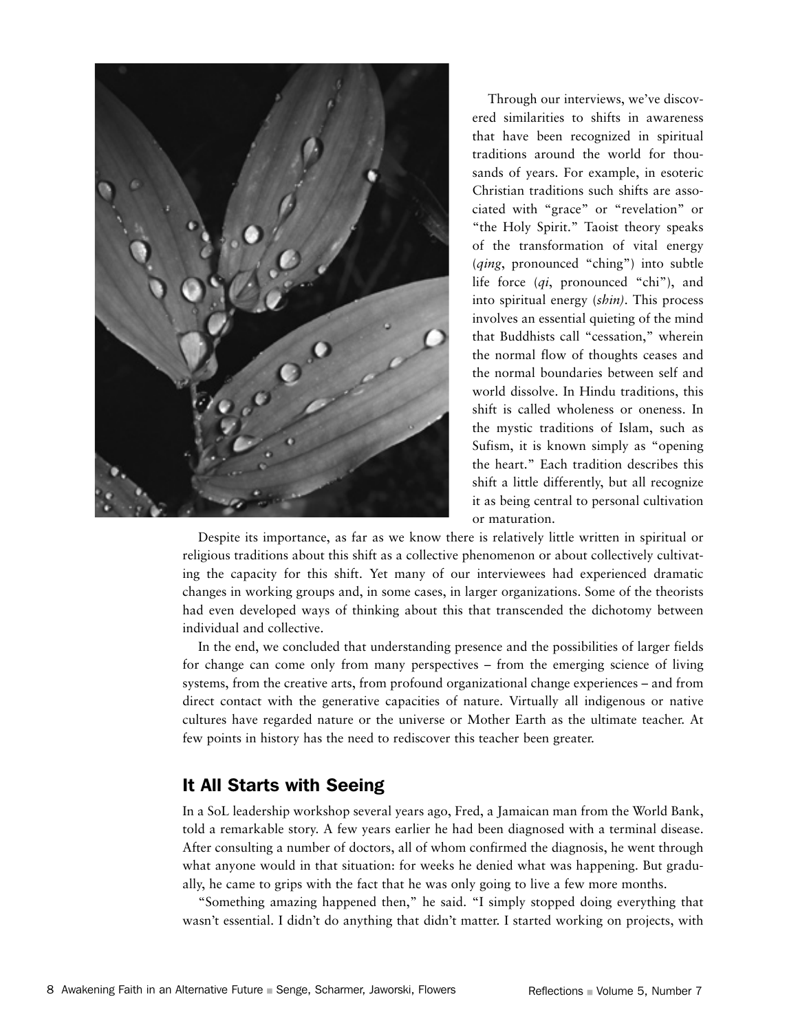Through our interviews, we've discovered similarities to shifts in awareness that have been recognized in spiritual traditions around the world for thousands of years. For example, in esoteric Christian traditions such shifts are associated with "grace" or "revelation" or "the Holy Spirit." Taoist theory speaks of the transformation of vital energy (*qing*, pronounced "ching") into subtle life force (*qi*, pronounced "chi"), and into spiritual energy (*shin)*. This process involves an essential quieting of the mind that Buddhists call "cessation," wherein the normal flow of thoughts ceases and the normal boundaries between self and world dissolve. In Hindu traditions, this shift is called wholeness or oneness. In the mystic traditions of Islam, such as Sufism, it is known simply as "opening the heart." Each tradition describes this shift a little differently, but all recognize it as being central to personal cultivation or maturation.

Despite its importance, as far as we know there is relatively little written in spiritual or religious traditions about this shift as a collective phenomenon or about collectively cultivating the capacity for this shift. Yet many of our interviewees had experienced dramatic changes in working groups and, in some cases, in larger organizations. Some of the theorists had even developed ways of thinking about this that transcended the dichotomy between individual and collective.

In the end, we concluded that understanding presence and the possibilities of larger fields for change can come only from many perspectives – from the emerging science of living systems, from the creative arts, from profound organizational change experiences – and from direct contact with the generative capacities of nature. Virtually all indigenous or native cultures have regarded nature or the universe or Mother Earth as the ultimate teacher. At few points in history has the need to rediscover this teacher been greater.

## It All Starts with Seeing

In a SoL leadership workshop several years ago, Fred, a Jamaican man from the World Bank, told a remarkable story. A few years earlier he had been diagnosed with a terminal disease. After consulting a number of doctors, all of whom confirmed the diagnosis, he went through what anyone would in that situation: for weeks he denied what was happening. But gradually, he came to grips with the fact that he was only going to live a few more months.

"Something amazing happened then," he said. "I simply stopped doing everything that wasn't essential. I didn't do anything that didn't matter. I started working on projects, with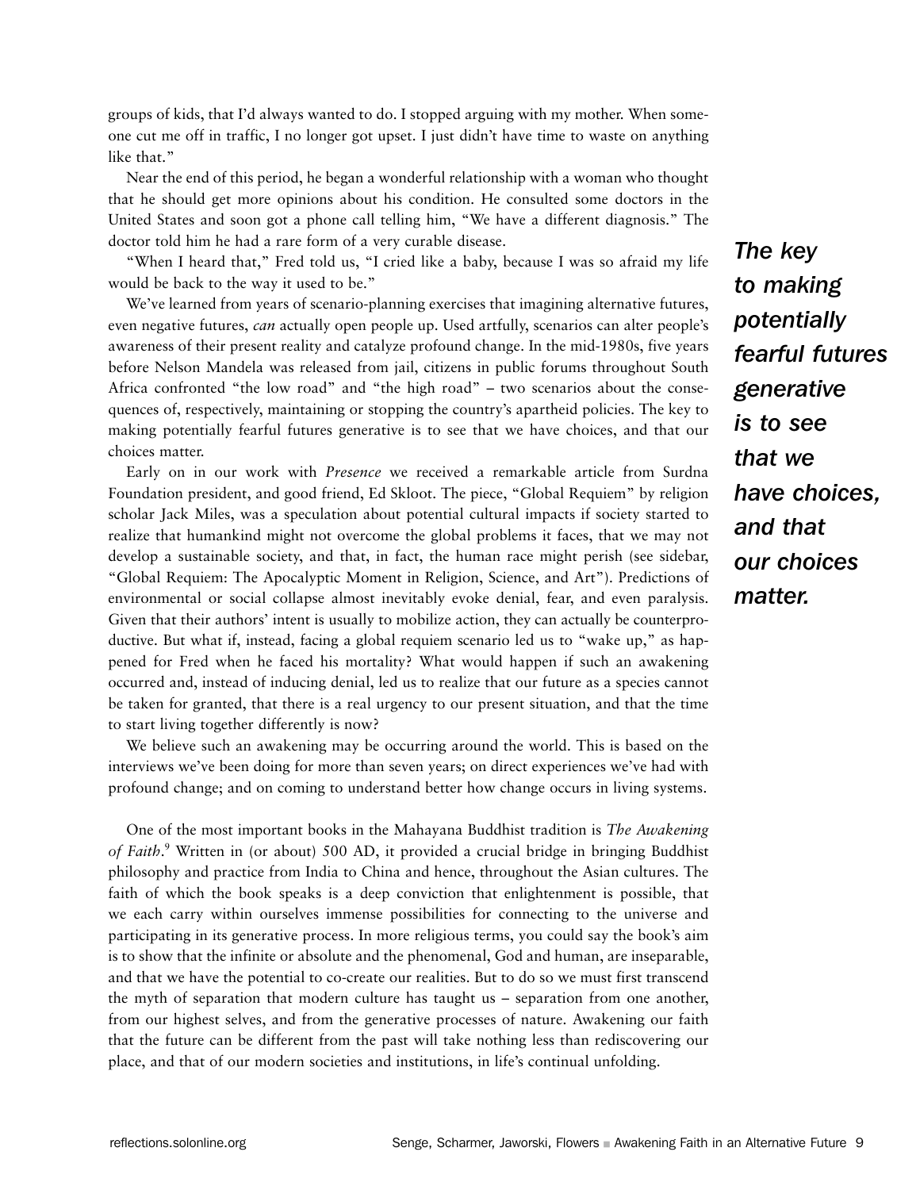groups of kids, that I'd always wanted to do. I stopped arguing with my mother. When someone cut me off in traffic, I no longer got upset. I just didn't have time to waste on anything like that."

Near the end of this period, he began a wonderful relationship with a woman who thought that he should get more opinions about his condition. He consulted some doctors in the United States and soon got a phone call telling him, "We have a different diagnosis." The doctor told him he had a rare form of a very curable disease.

"When I heard that," Fred told us, "I cried like a baby, because I was so afraid my life would be back to the way it used to be."

We've learned from years of scenario-planning exercises that imagining alternative futures, even negative futures, *can* actually open people up. Used artfully, scenarios can alter people's awareness of their present reality and catalyze profound change. In the mid-1980s, five years before Nelson Mandela was released from jail, citizens in public forums throughout South Africa confronted "the low road" and "the high road" – two scenarios about the consequences of, respectively, maintaining or stopping the country's apartheid policies. The key to making potentially fearful futures generative is to see that we have choices, and that our choices matter.

***The key to making potentially fearful futures generative is to see that we have choices, and that our choices matter.***

Early on in our work with *Presence* we received a remarkable article from Surdna Foundation president, and good friend, Ed Skloot. The piece, "Global Requiem" by religion scholar Jack Miles, was a speculation about potential cultural impacts if society started to realize that humankind might not overcome the global problems it faces, that we may not develop a sustainable society, and that, in fact, the human race might perish (see sidebar, "Global Requiem: The Apocalyptic Moment in Religion, Science, and Art"). Predictions of environmental or social collapse almost inevitably evoke denial, fear, and even paralysis. Given that their authors' intent is usually to mobilize action, they can actually be counterproductive. But what if, instead, facing a global requiem scenario led us to "wake up," as happened for Fred when he faced his mortality? What would happen if such an awakening occurred and, instead of inducing denial, led us to realize that our future as a species cannot be taken for granted, that there is a real urgency to our present situation, and that the time to start living together differently is now?

We believe such an awakening may be occurring around the world. This is based on the interviews we've been doing for more than seven years; on direct experiences we've had with profound change; and on coming to understand better how change occurs in living systems.

One of the most important books in the Mahayana Buddhist tradition is *The Awakening of Faith*.[9] Written in (or about) 500 AD, it provided a crucial bridge in bringing Buddhist philosophy and practice from India to China and hence, throughout the Asian cultures. The faith of which the book speaks is a deep conviction that enlightenment is possible, that we each carry within ourselves immense possibilities for connecting to the universe and participating in its generative process. In more religious terms, you could say the book's aim is to show that the infinite or absolute and the phenomenal, God and human, are inseparable, and that we have the potential to co-create our realities. But to do so we must first transcend the myth of separation that modern culture has taught us – separation from one another, from our highest selves, and from the generative processes of nature. Awakening our faith that the future can be different from the past will take nothing less than rediscovering our place, and that of our modern societies and institutions, in life's continual unfolding.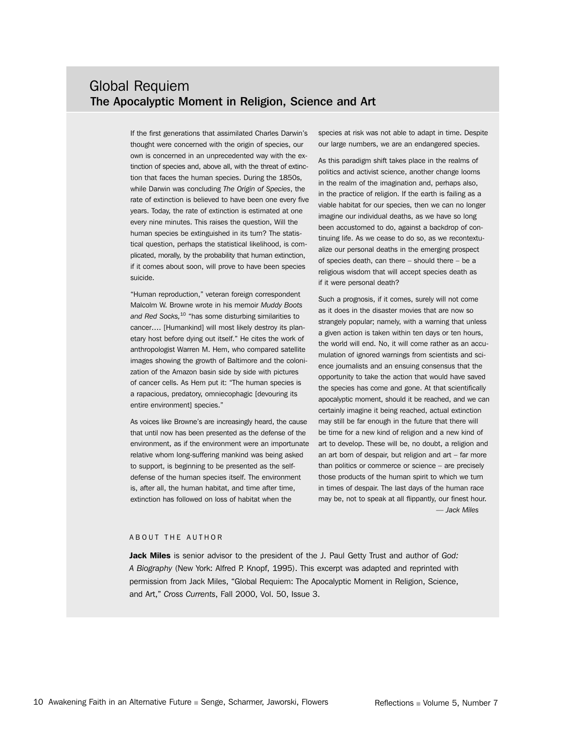# Global Requiem

## The Apocalyptic Moment in Religion, Science and Art

If the first generations that assimilated Charles Darwin's thought were concerned with the origin of species, our own is concerned in an unprecedented way with the extinction of species and, above all, with the threat of extinction that faces the human species. During the 1850s, while Darwin was concluding *The Origin of Species*, the rate of extinction is believed to have been one every five years. Today, the rate of extinction is estimated at one every nine minutes. This raises the question, Will the human species be extinguished in its turn? The statistical question, perhaps the statistical likelihood, is complicated, morally, by the probability that human extinction, if it comes about soon, will prove to have been species suicide.

"Human reproduction," veteran foreign correspondent Malcolm W. Browne wrote in his memoir *Muddy Boots and Red Socks,*[10] "has some disturbing similarities to cancer…. [Humankind] will most likely destroy its planetary host before dying out itself." He cites the work of anthropologist Warren M. Hem, who compared satellite images showing the growth of Baltimore and the colonization of the Amazon basin side by side with pictures of cancer cells. As Hem put it: "The human species is a rapacious, predatory, omniecophagic [devouring its entire environment] species."

As voices like Browne's are increasingly heard, the cause that until now has been presented as the defense of the environment, as if the environment were an importunate relative whom long-suffering mankind was being asked to support, is beginning to be presented as the self-defense of the human species itself. The environment is, after all, the human habitat, and time after time, extinction has followed on loss of habitat when the species at risk was not able to adapt in time. Despite our large numbers, we are an endangered species.

As this paradigm shift takes place in the realms of politics and activist science, another change looms in the realm of the imagination and, perhaps also, in the practice of religion. If the earth is failing as a viable habitat for our species, then we can no longer imagine our individual deaths, as we have so long been accustomed to do, against a backdrop of continuing life. As we cease to do so, as we recontextualize our personal deaths in the emerging prospect of species death, can there – should there – be a religious wisdom that will accept species death as if it were personal death?

Such a prognosis, if it comes, surely will not come as it does in the disaster movies that are now so strangely popular; namely, with a warning that unless a given action is taken within ten days or ten hours, the world will end. No, it will come rather as an accumulation of ignored warnings from scientists and science journalists and an ensuing consensus that the opportunity to take the action that would have saved the species has come and gone. At that scientifically apocalyptic moment, should it be reached, and we can certainly imagine it being reached, actual extinction may still be far enough in the future that there will be time for a new kind of religion and a new kind of art to develop. These will be, no doubt, a religion and an art born of despair, but religion and art – far more than politics or commerce or science – are precisely those products of the human spirit to which we turn in times of despair. The last days of the human race may be, not to speak at all flippantly, our finest hour.

— *Jack Miles*

ABOUT THE AUTHOR

**Jack Miles** is senior advisor to the president of the J. Paul Getty Trust and author of *God: A Biography* (New York: Alfred P. Knopf, 1995). This excerpt was adapted and reprinted with permission from Jack Miles, "Global Requiem: The Apocalyptic Moment in Religion, Science, and Art," *Cross Currents*, Fall 2000, Vol. 50, Issue 3.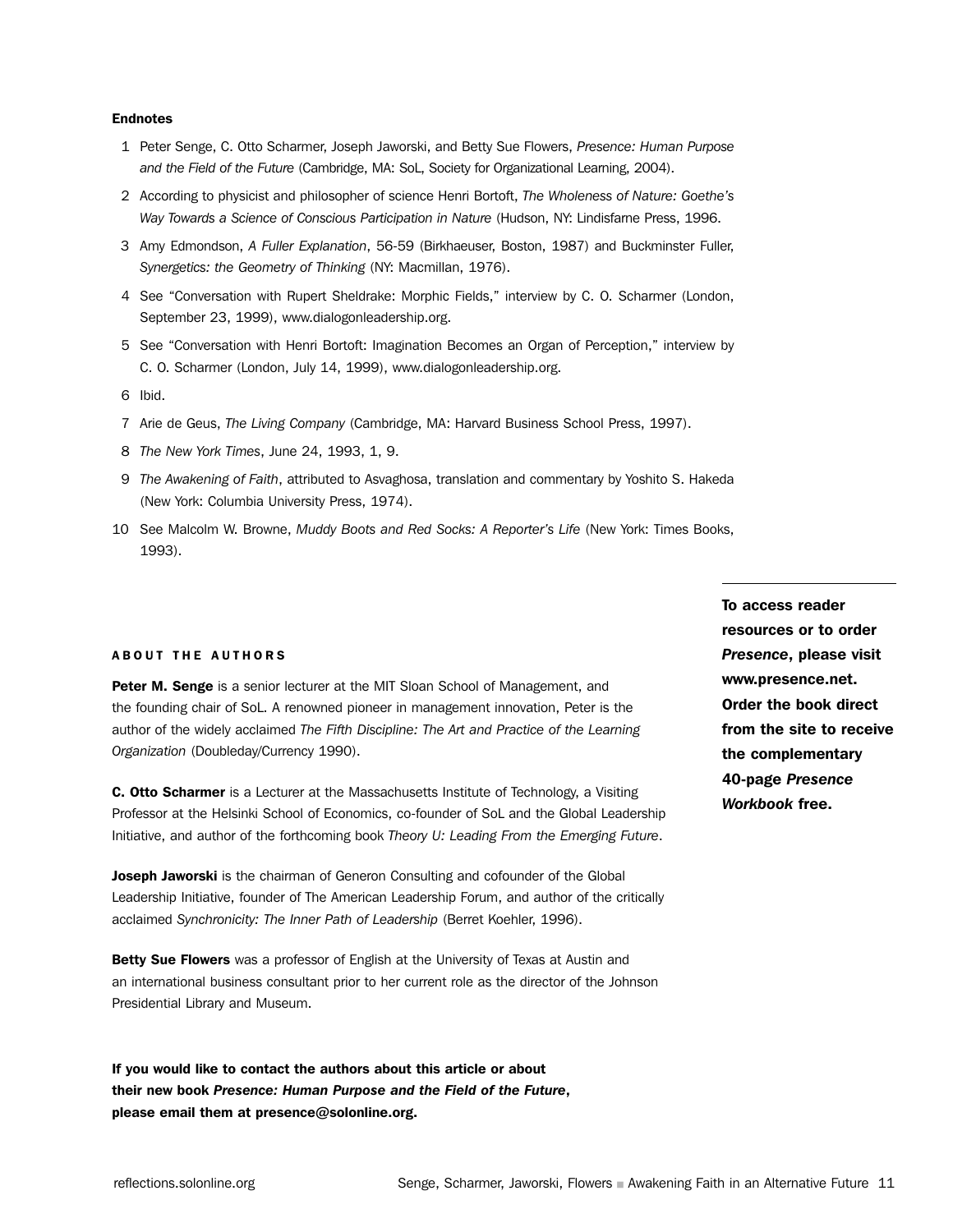#### Endnotes

1. Peter Senge, C. Otto Scharmer, Joseph Jaworski, and Betty Sue Flowers, *Presence: Human Purpose and the Field of the Future* (Cambridge, MA: SoL, Society for Organizational Learning, 2004).
2. According to physicist and philosopher of science Henri Bortoft, *The Wholeness of Nature: Goethe's Way Towards a Science of Conscious Participation in Nature* (Hudson, NY: Lindisfarne Press, 1996.
3. Amy Edmondson, *A Fuller Explanation*, 56-59 (Birkhaeuser, Boston, 1987) and Buckminster Fuller, *Synergetics: the Geometry of Thinking* (NY: Macmillan, 1976).
4. See "Conversation with Rupert Sheldrake: Morphic Fields," interview by C. O. Scharmer (London, September 23, 1999), www.dialogonleadership.org.
5. See "Conversation with Henri Bortoft: Imagination Becomes an Organ of Perception," interview by C. O. Scharmer (London, July 14, 1999), www.dialogonleadership.org.
6. Ibid.
7. Arie de Geus, *The Living Company* (Cambridge, MA: Harvard Business School Press, 1997).
8. *The New York Times*, June 24, 1993, 1, 9.
9. *The Awakening of Faith*, attributed to Asvaghosa, translation and commentary by Yoshito S. Hakeda (New York: Columbia University Press, 1974).
10. See Malcolm W. Browne, *Muddy Boots and Red Socks: A Reporter's Life* (New York: Times Books, 1993).

#### ABOUT THE AUTHORS

**Peter M. Senge** is a senior lecturer at the MIT Sloan School of Management, and the founding chair of SoL. A renowned pioneer in management innovation, Peter is the author of the widely acclaimed *The Fifth Discipline: The Art and Practice of the Learning Organization* (Doubleday/Currency 1990).

**C. Otto Scharmer** is a Lecturer at the Massachusetts Institute of Technology, a Visiting Professor at the Helsinki School of Economics, co-founder of SoL and the Global Leadership Initiative, and author of the forthcoming book *Theory U: Leading From the Emerging Future*.

**Joseph Jaworski** is the chairman of Generon Consulting and cofounder of the Global Leadership Initiative, founder of The American Leadership Forum, and author of the critically acclaimed *Synchronicity: The Inner Path of Leadership* (Berret Koehler, 1996).

**Betty Sue Flowers** was a professor of English at the University of Texas at Austin and an international business consultant prior to her current role as the director of the Johnson Presidential Library and Museum.

**If you would like to contact the authors about this article or about their new book *Presence: Human Purpose and the Field of the Future*, please email them at presence@solonline.org.**

**To access reader resources or to order *Presence*, please visit www.presence.net. Order the book direct from the site to receive the complementary 40-page *Presence Workbook* free.**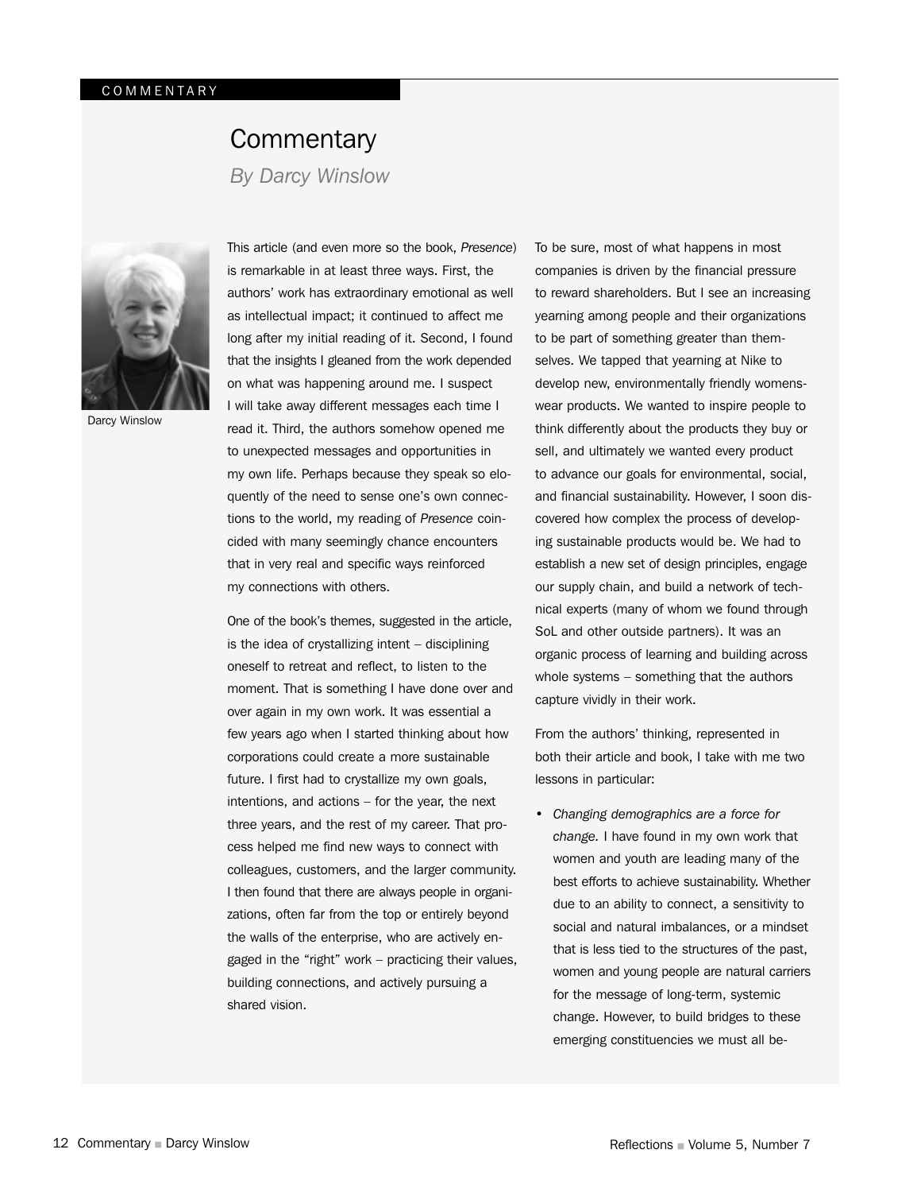COMMENTARY

# Commentary

*By Darcy Winslow*

Darcy Winslow

This article (and even more so the book, *Presence*) is remarkable in at least three ways. First, the authors' work has extraordinary emotional as well as intellectual impact; it continued to affect me long after my initial reading of it. Second, I found that the insights I gleaned from the work depended on what was happening around me. I suspect I will take away different messages each time I read it. Third, the authors somehow opened me to unexpected messages and opportunities in my own life. Perhaps because they speak so eloquently of the need to sense one's own connections to the world, my reading of *Presence* coincided with many seemingly chance encounters that in very real and specific ways reinforced my connections with others.

One of the book's themes, suggested in the article, is the idea of crystallizing intent – disciplining oneself to retreat and reflect, to listen to the moment. That is something I have done over and over again in my own work. It was essential a few years ago when I started thinking about how corporations could create a more sustainable future. I first had to crystallize my own goals, intentions, and actions – for the year, the next three years, and the rest of my career. That process helped me find new ways to connect with colleagues, customers, and the larger community. I then found that there are always people in organizations, often far from the top or entirely beyond the walls of the enterprise, who are actively engaged in the "right" work – practicing their values, building connections, and actively pursuing a shared vision.

To be sure, most of what happens in most companies is driven by the financial pressure to reward shareholders. But I see an increasing yearning among people and their organizations to be part of something greater than themselves. We tapped that yearning at Nike to develop new, environmentally friendly womenswear products. We wanted to inspire people to think differently about the products they buy or sell, and ultimately we wanted every product to advance our goals for environmental, social, and financial sustainability. However, I soon discovered how complex the process of developing sustainable products would be. We had to establish a new set of design principles, engage our supply chain, and build a network of technical experts (many of whom we found through SoL and other outside partners). It was an organic process of learning and building across whole systems – something that the authors capture vividly in their work.

From the authors' thinking, represented in both their article and book, I take with me two lessons in particular:

- *Changing demographics are a force for change.* I have found in my own work that women and youth are leading many of the best efforts to achieve sustainability. Whether due to an ability to connect, a sensitivity to social and natural imbalances, or a mindset that is less tied to the structures of the past, women and young people are natural carriers for the message of long-term, systemic change. However, to build bridges to these emerging constituencies we must all be-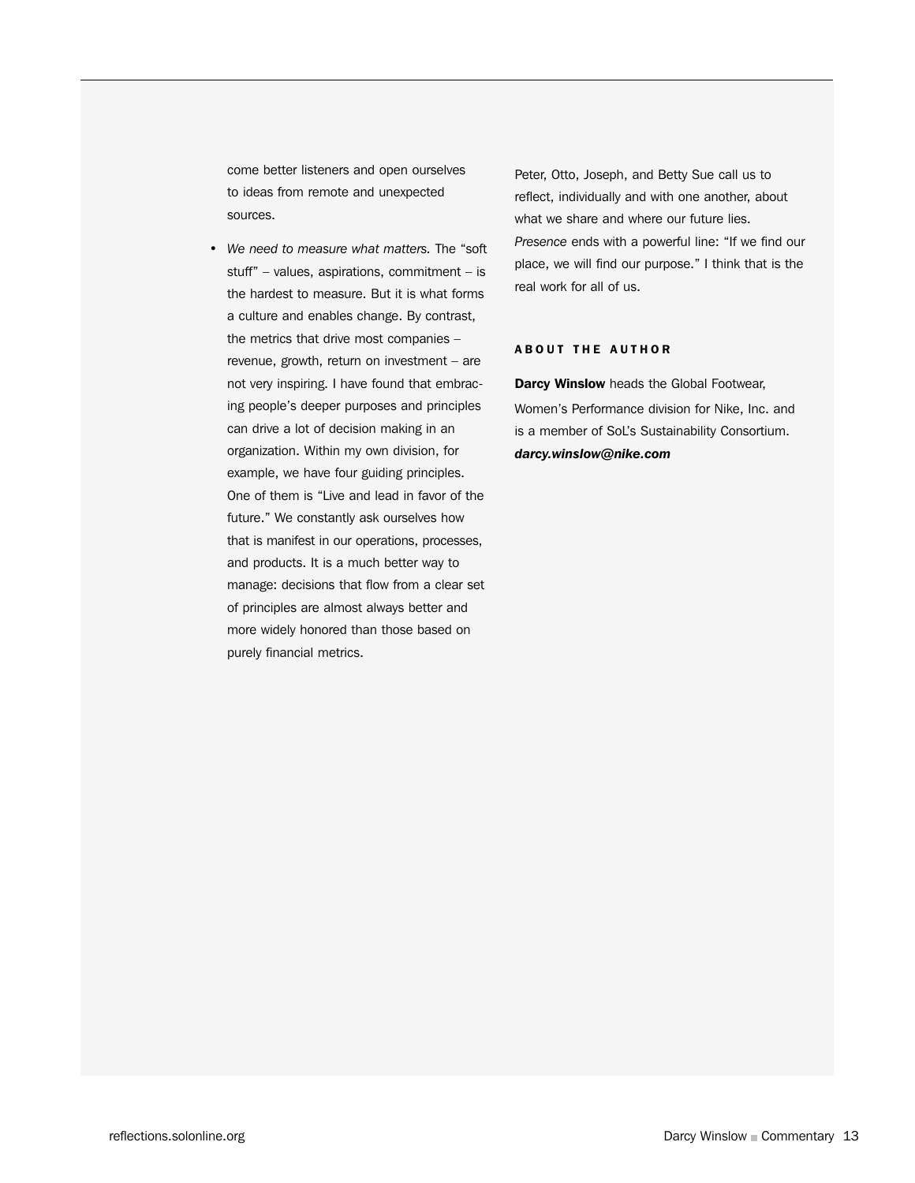come better listeners and open ourselves to ideas from remote and unexpected sources.

- *We need to measure what matters.* The "soft stuff" – values, aspirations, commitment – is the hardest to measure. But it is what forms a culture and enables change. By contrast, the metrics that drive most companies – revenue, growth, return on investment – are not very inspiring. I have found that embracing people's deeper purposes and principles can drive a lot of decision making in an organization. Within my own division, for example, we have four guiding principles. One of them is "Live and lead in favor of the future." We constantly ask ourselves how that is manifest in our operations, processes, and products. It is a much better way to manage: decisions that flow from a clear set of principles are almost always better and more widely honored than those based on purely financial metrics.

Peter, Otto, Joseph, and Betty Sue call us to reflect, individually and with one another, about what we share and where our future lies. *Presence* ends with a powerful line: "If we find our place, we will find our purpose." I think that is the real work for all of us.

## ABOUT THE AUTHOR

**Darcy Winslow** heads the Global Footwear, Women's Performance division for Nike, Inc. and is a member of SoL's Sustainability Consortium. ***darcy.winslow@nike.com***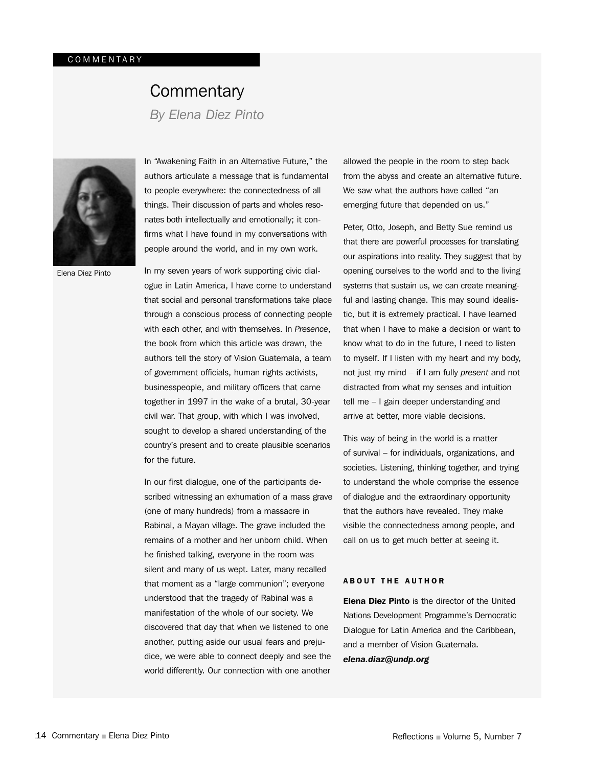COMMENTARY

# Commentary

*By Elena Diez Pinto*

Elena Diez Pinto

In "Awakening Faith in an Alternative Future," the authors articulate a message that is fundamental to people everywhere: the connectedness of all things. Their discussion of parts and wholes resonates both intellectually and emotionally; it confirms what I have found in my conversations with people around the world, and in my own work.

In my seven years of work supporting civic dialogue in Latin America, I have come to understand that social and personal transformations take place through a conscious process of connecting people with each other, and with themselves. In *Presence*, the book from which this article was drawn, the authors tell the story of Vision Guatemala, a team of government officials, human rights activists, businesspeople, and military officers that came together in 1997 in the wake of a brutal, 30-year civil war. That group, with which I was involved, sought to develop a shared understanding of the country's present and to create plausible scenarios for the future.

In our first dialogue, one of the participants described witnessing an exhumation of a mass grave (one of many hundreds) from a massacre in Rabinal, a Mayan village. The grave included the remains of a mother and her unborn child. When he finished talking, everyone in the room was silent and many of us wept. Later, many recalled that moment as a "large communion"; everyone understood that the tragedy of Rabinal was a manifestation of the whole of our society. We discovered that day that when we listened to one another, putting aside our usual fears and prejudice, we were able to connect deeply and see the world differently. Our connection with one another allowed the people in the room to step back from the abyss and create an alternative future. We saw what the authors have called "an emerging future that depended on us."

Peter, Otto, Joseph, and Betty Sue remind us that there are powerful processes for translating our aspirations into reality. They suggest that by opening ourselves to the world and to the living systems that sustain us, we can create meaningful and lasting change. This may sound idealistic, but it is extremely practical. I have learned that when I have to make a decision or want to know what to do in the future, I need to listen to myself. If I listen with my heart and my body, not just my mind – if I am fully *present* and not distracted from what my senses and intuition tell me – I gain deeper understanding and arrive at better, more viable decisions.

This way of being in the world is a matter of survival – for individuals, organizations, and societies. Listening, thinking together, and trying to understand the whole comprise the essence of dialogue and the extraordinary opportunity that the authors have revealed. They make visible the connectedness among people, and call on us to get much better at seeing it.

### ABOUT THE AUTHOR

**Elena Diez Pinto** is the director of the United Nations Development Programme's Democratic Dialogue for Latin America and the Caribbean, and a member of Vision Guatemala.
***elena.diaz@undp.org***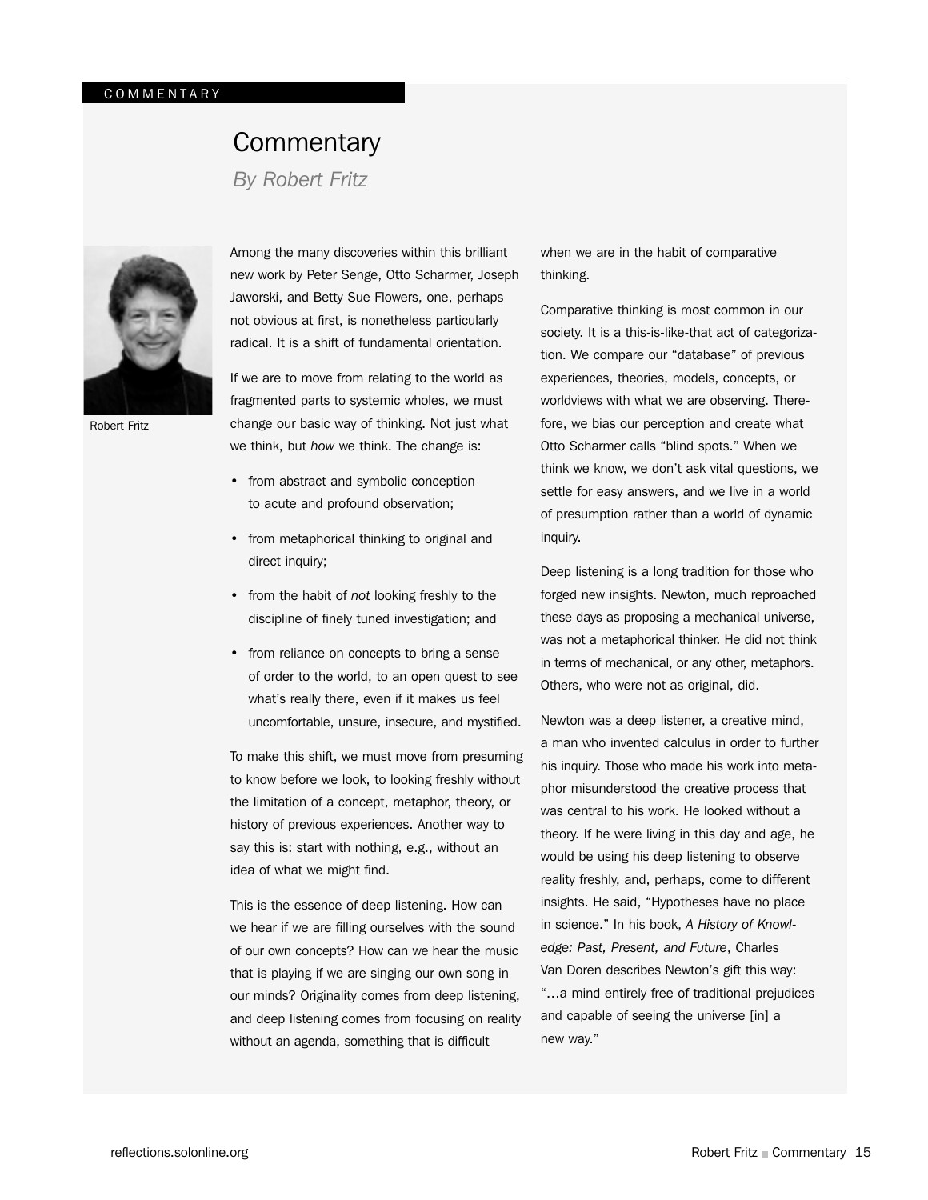COMMENTARY

# Commentary

*By Robert Fritz*

Robert Fritz

Among the many discoveries within this brilliant new work by Peter Senge, Otto Scharmer, Joseph Jaworski, and Betty Sue Flowers, one, perhaps not obvious at first, is nonetheless particularly radical. It is a shift of fundamental orientation.

If we are to move from relating to the world as fragmented parts to systemic wholes, we must change our basic way of thinking. Not just what we think, but *how* we think. The change is:

- from abstract and symbolic conception to acute and profound observation;
- from metaphorical thinking to original and direct inquiry;
- from the habit of *not* looking freshly to the discipline of finely tuned investigation; and
- from reliance on concepts to bring a sense of order to the world, to an open quest to see what's really there, even if it makes us feel uncomfortable, unsure, insecure, and mystified.

To make this shift, we must move from presuming to know before we look, to looking freshly without the limitation of a concept, metaphor, theory, or history of previous experiences. Another way to say this is: start with nothing, e.g., without an idea of what we might find.

This is the essence of deep listening. How can we hear if we are filling ourselves with the sound of our own concepts? How can we hear the music that is playing if we are singing our own song in our minds? Originality comes from deep listening, and deep listening comes from focusing on reality without an agenda, something that is difficult when we are in the habit of comparative thinking.

Comparative thinking is most common in our society. It is a this-is-like-that act of categorization. We compare our "database" of previous experiences, theories, models, concepts, or worldviews with what we are observing. Therefore, we bias our perception and create what Otto Scharmer calls "blind spots." When we think we know, we don't ask vital questions, we settle for easy answers, and we live in a world of presumption rather than a world of dynamic inquiry.

Deep listening is a long tradition for those who forged new insights. Newton, much reproached these days as proposing a mechanical universe, was not a metaphorical thinker. He did not think in terms of mechanical, or any other, metaphors. Others, who were not as original, did.

Newton was a deep listener, a creative mind, a man who invented calculus in order to further his inquiry. Those who made his work into metaphor misunderstood the creative process that was central to his work. He looked without a theory. If he were living in this day and age, he would be using his deep listening to observe reality freshly, and, perhaps, come to different insights. He said, "Hypotheses have no place in science." In his book, *A History of Knowledge: Past, Present, and Future*, Charles Van Doren describes Newton's gift this way: "…a mind entirely free of traditional prejudices and capable of seeing the universe [in] a new way."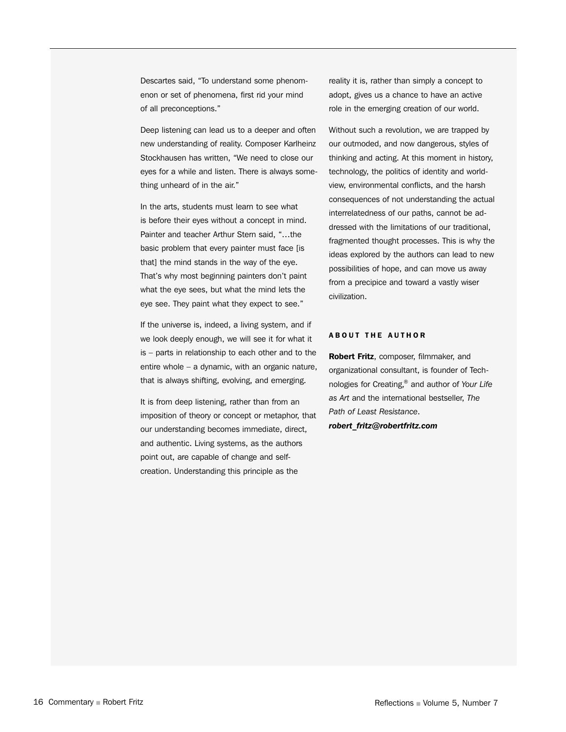Descartes said, "To understand some phenomenon or set of phenomena, first rid your mind of all preconceptions."

Deep listening can lead us to a deeper and often new understanding of reality. Composer Karlheinz Stockhausen has written, "We need to close our eyes for a while and listen. There is always something unheard of in the air."

In the arts, students must learn to see what is before their eyes without a concept in mind. Painter and teacher Arthur Stern said, "…the basic problem that every painter must face [is that] the mind stands in the way of the eye. That's why most beginning painters don't paint what the eye sees, but what the mind lets the eye see. They paint what they expect to see."

If the universe is, indeed, a living system, and if we look deeply enough, we will see it for what it is – parts in relationship to each other and to the entire whole – a dynamic, with an organic nature, that is always shifting, evolving, and emerging.

It is from deep listening, rather than from an imposition of theory or concept or metaphor, that our understanding becomes immediate, direct, and authentic. Living systems, as the authors point out, are capable of change and self-creation. Understanding this principle as the reality it is, rather than simply a concept to adopt, gives us a chance to have an active role in the emerging creation of our world.

Without such a revolution, we are trapped by our outmoded, and now dangerous, styles of thinking and acting. At this moment in history, technology, the politics of identity and worldview, environmental conflicts, and the harsh consequences of not understanding the actual interrelatedness of our paths, cannot be addressed with the limitations of our traditional, fragmented thought processes. This is why the ideas explored by the authors can lead to new possibilities of hope, and can move us away from a precipice and toward a vastly wiser civilization.

## ABOUT THE AUTHOR

**Robert Fritz**, composer, filmmaker, and organizational consultant, is founder of Technologies for Creating,® and author of *Your Life as Art* and the international bestseller, *The Path of Least Resistance*.
***robert_fritz@robertfritz.com***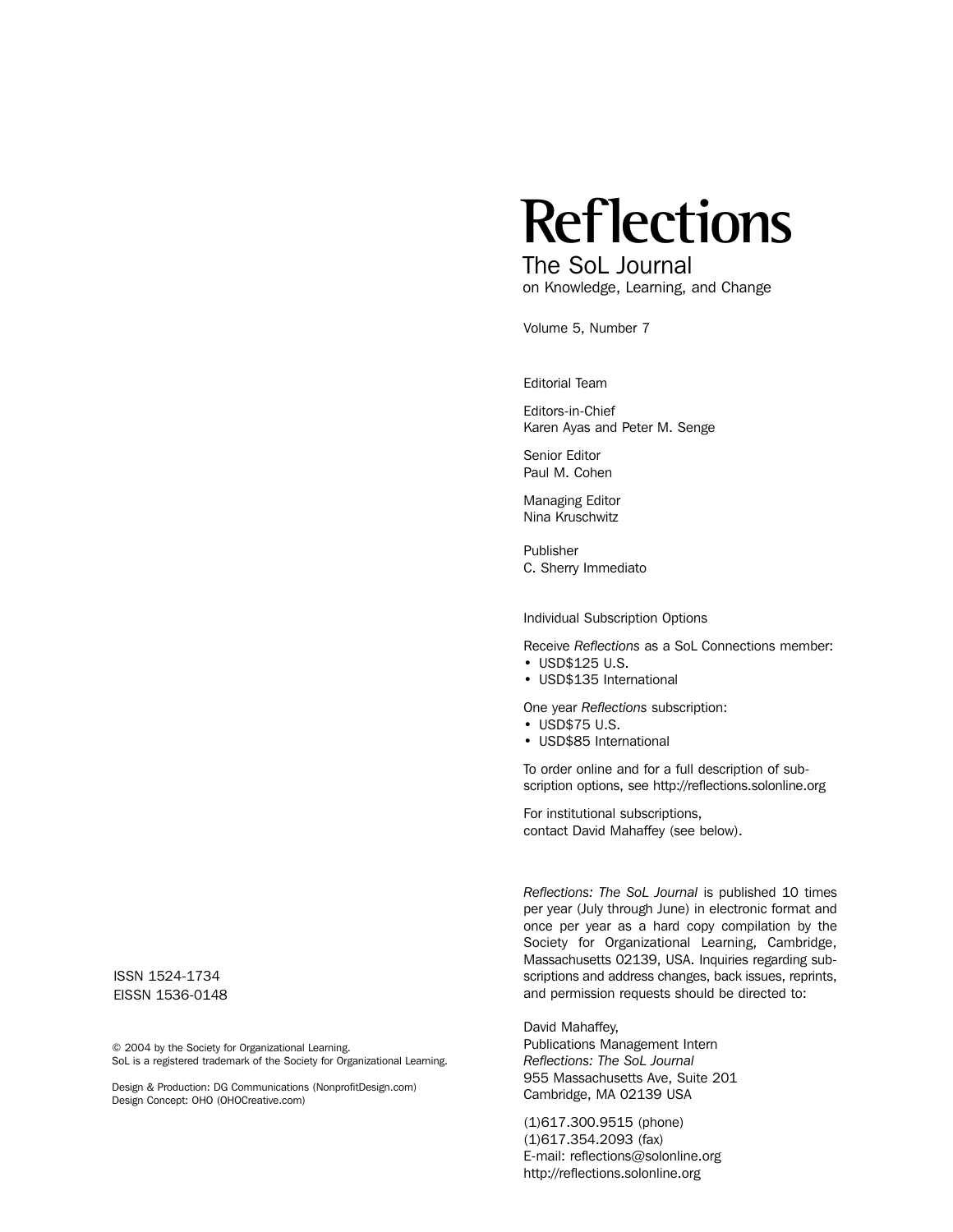# Reflections

## The SoL Journal

on Knowledge, Learning, and Change

Volume 5, Number 7

Editorial Team

Editors-in-Chief
Karen Ayas and Peter M. Senge

Senior Editor
Paul M. Cohen

Managing Editor
Nina Kruschwitz

Publisher
C. Sherry Immediato

Individual Subscription Options

Receive *Reflections* as a SoL Connections member:

- USD$125 U.S.
- USD$135 International

One year *Reflections* subscription:

- USD$75 U.S.
- USD$85 International

To order online and for a full description of subscription options, see http://reflections.solonline.org

For institutional subscriptions, contact David Mahaffey (see below).

*Reflections: The SoL Journal* is published 10 times per year (July through June) in electronic format and once per year as a hard copy compilation by the Society for Organizational Learning, Cambridge, Massachusetts 02139, USA. Inquiries regarding subscriptions and address changes, back issues, reprints, and permission requests should be directed to:

David Mahaffey,
Publications Management Intern
*Reflections: The SoL Journal*
955 Massachusetts Ave, Suite 201
Cambridge, MA 02139 USA

(1)617.300.9515 (phone)
(1)617.354.2093 (fax)
E-mail: reflections@solonline.org
http://reflections.solonline.org

ISSN 1524-1734
EISSN 1536-0148

© 2004 by the Society for Organizational Learning.
SoL is a registered trademark of the Society for Organizational Learning.

Design & Production: DG Communications (NonprofitDesign.com)
Design Concept: OHO (OHOCreative.com)